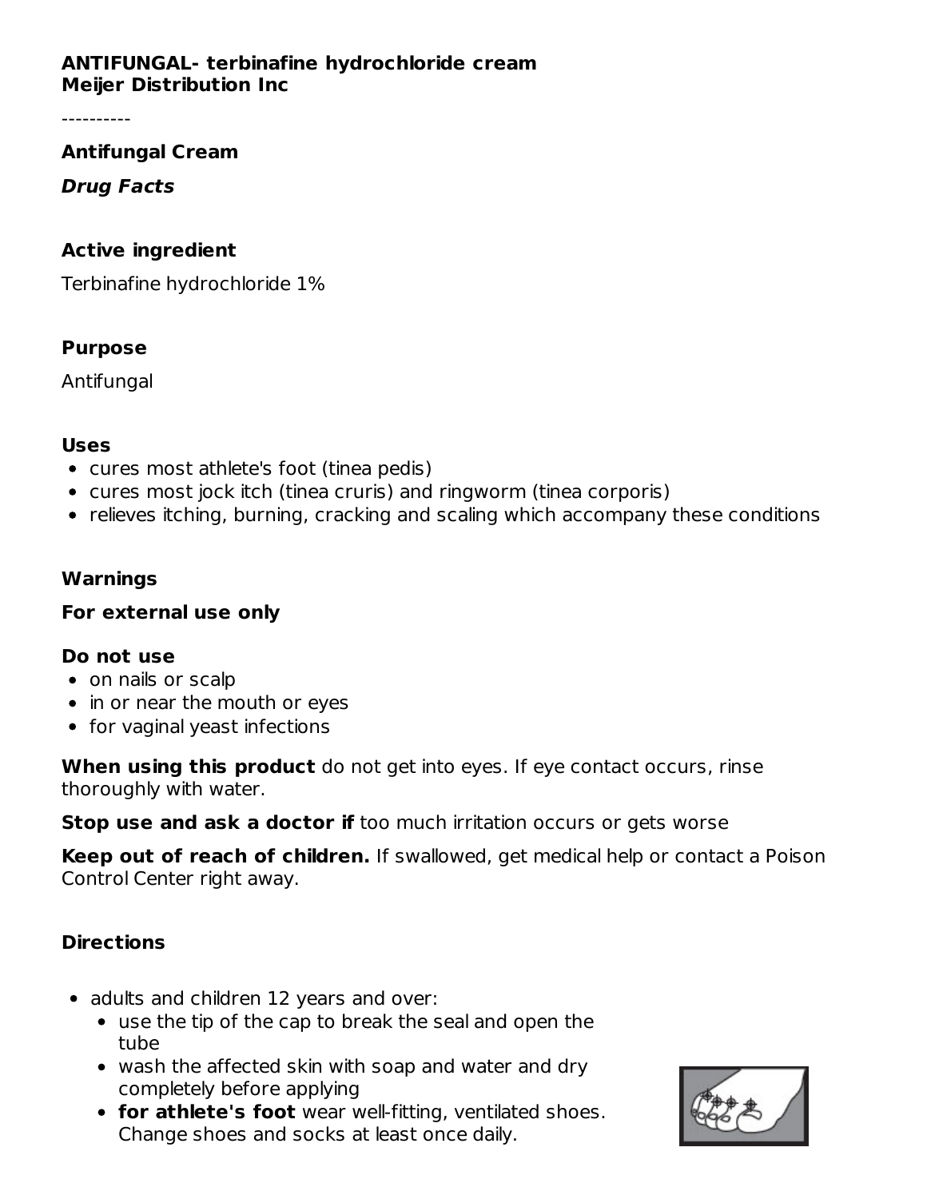**ANTIFUNGAL- terbinafine hydrochloride cream**
**Meijer Distribution Inc**

----------

## Antifungal Cream

***Drug Facts***

### Active ingredient

Terbinafine hydrochloride 1%

### Purpose

Antifungal

### Uses

- cures most athlete's foot (tinea pedis)
- cures most jock itch (tinea cruris) and ringworm (tinea corporis)
- relieves itching, burning, cracking and scaling which accompany these conditions

### Warnings

**For external use only**

**Do not use**

- on nails or scalp
- in or near the mouth or eyes
- for vaginal yeast infections

**When using this product** do not get into eyes. If eye contact occurs, rinse thoroughly with water.

**Stop use and ask a doctor if** too much irritation occurs or gets worse

**Keep out of reach of children.** If swallowed, get medical help or contact a Poison Control Center right away.

### Directions

- adults and children 12 years and over:
  - use the tip of the cap to break the seal and open the tube
  - wash the affected skin with soap and water and dry completely before applying
  - **for athlete's foot** wear well-fitting, ventilated shoes. Change shoes and socks at least once daily.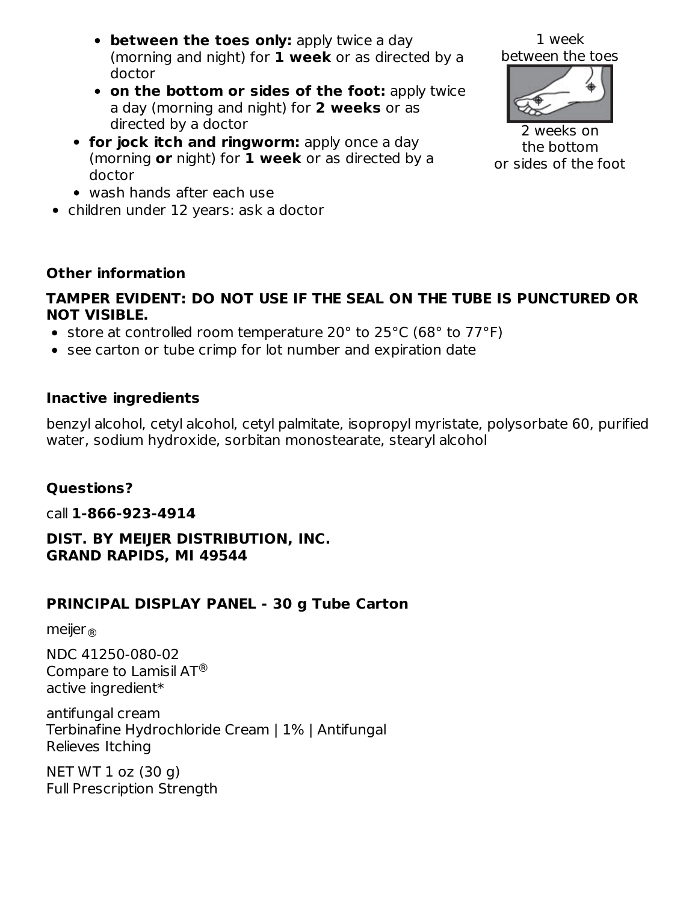- **between the toes only:** apply twice a day (morning and night) for **1 week** or as directed by a doctor
  - **on the bottom or sides of the foot:** apply twice a day (morning and night) for **2 weeks** or as directed by a doctor
- **for jock itch and ringworm:** apply once a day (morning **or** night) for **1 week** or as directed by a doctor
- wash hands after each use
- children under 12 years: ask a doctor

1 week between the toes

2 weeks on the bottom or sides of the foot

**Other information**

**TAMPER EVIDENT: DO NOT USE IF THE SEAL ON THE TUBE IS PUNCTURED OR NOT VISIBLE.**

- store at controlled room temperature 20° to 25°C (68° to 77°F)
- see carton or tube crimp for lot number and expiration date

**Inactive ingredients**

benzyl alcohol, cetyl alcohol, cetyl palmitate, isopropyl myristate, polysorbate 60, purified water, sodium hydroxide, sorbitan monostearate, stearyl alcohol

**Questions?**

call **1-866-923-4914**

**DIST. BY MEIJER DISTRIBUTION, INC.**
**GRAND RAPIDS, MI 49544**

**PRINCIPAL DISPLAY PANEL - 30 g Tube Carton**

meijer®

NDC 41250-080-02
Compare to Lamisil AT®
active ingredient*

antifungal cream
Terbinafine Hydrochloride Cream | 1% | Antifungal
Relieves Itching

NET WT 1 oz (30 g)
Full Prescription Strength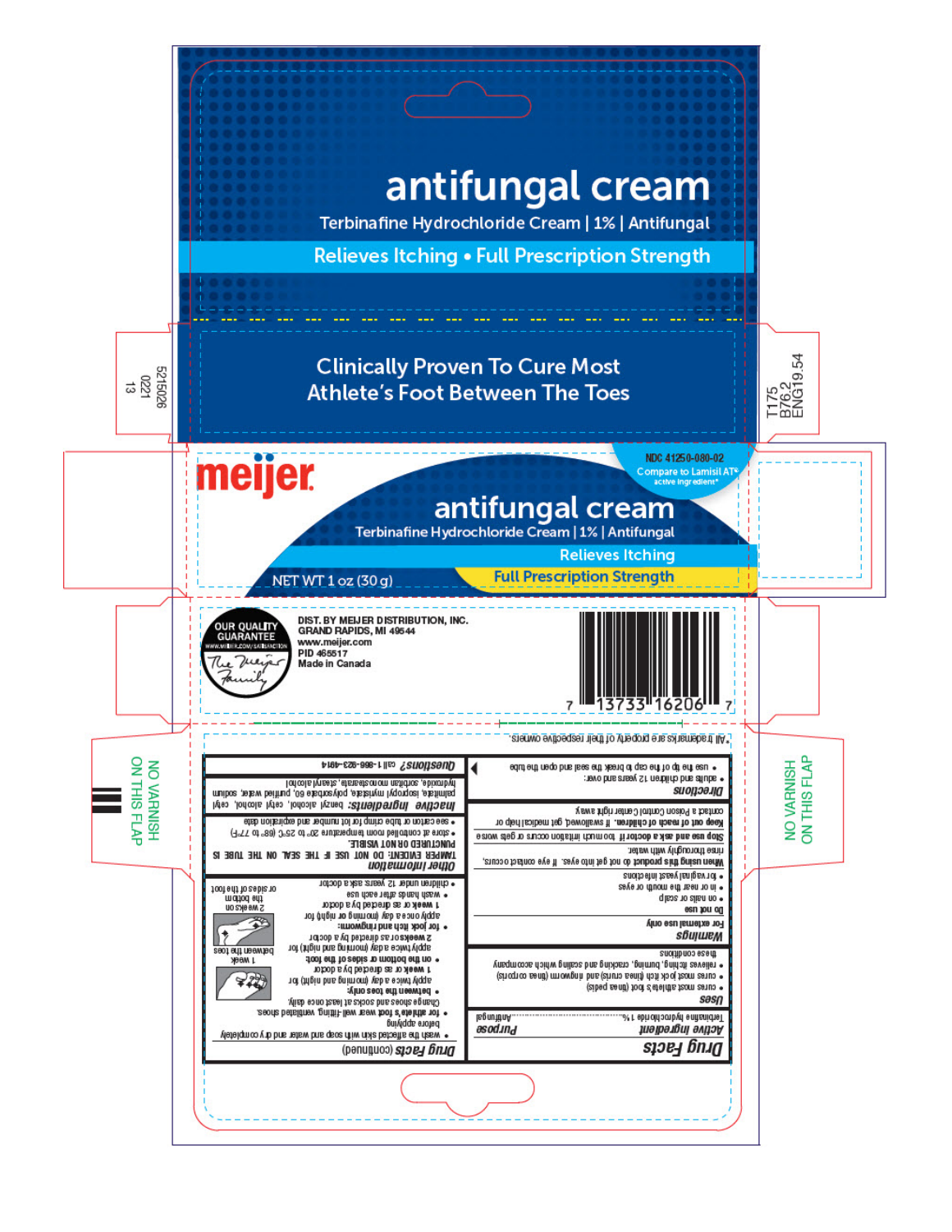# antifungal cream

Terbinafine Hydrochloride Cream | 1% | Antifungal

**Relieves Itching • Full Prescription Strength**

**Clinically Proven To Cure Most Athlete's Foot Between The Toes**

5215026
0221
13

T175
B76.2
ENG19.54

**meijer**

NDC 41250-080-02
Compare to Lamisil AT® active ingredient*

# antifungal cream

Terbinafine Hydrochloride Cream | 1% | Antifungal

**Relieves Itching**

**Full Prescription Strength**

NET WT 1 oz (30 g)

OUR QUALITY GUARANTEE
WWW.MEIJER.COM/SATISFACTION
The Meijer Family

DIST. BY MEIJER DISTRIBUTION, INC.
GRAND RAPIDS, MI 49544
www.meijer.com
PID 465517
Made in Canada

7 13733 16206 7

NO VARNISH ON THIS FLAP

## Drug Facts

| Active ingredient | Purpose |
|---|---|
| Terbinafine hydrochloride 1% | Antifungal |

**Uses**
- cures most athlete's foot (tinea pedis)
- cures most jock itch (tinea cruris) and ringworm (tinea corporis)
- relieves itching, burning, cracking and scaling which accompany these conditions

**Warnings**
For external use only

**Do not use**
- on nails or scalp
- in or near the mouth or eyes
- for vaginal yeast infections

**When using this product** do not get into eyes. If eye contact occurs, rinse thoroughly with water.

**Stop use and ask a doctor if** too much irritation occurs or gets worse

**Keep out of reach of children.** If swallowed, get medical help or contact a Poison Control Center right away.

**Directions**
- adults and children 12 years and over:
- use the tip of the cap to break the seal and open the tube

## Drug Facts (continued)

- wash the affected skin with soap and water and dry completely before applying
- **for athlete's foot** wear well-fitting, ventilated shoes. Change shoes and socks at least once daily.
- **between the toes only:** apply twice a day (morning and night) for **1 week** or as directed by a doctor
- **on the bottom or sides of the foot:** apply twice a day (morning and night) for **2 weeks** or as directed by a doctor
- **for jock itch and ringworm:** apply once a day (morning or night) for **1 week** or as directed by a doctor
- wash hands after each use
- children under 12 years: ask a doctor

between the toes 1 week

on the bottom or sides of the foot 2 weeks

**Other information**
- TAMPER EVIDENT: DO NOT USE IF THE SEAL ON THE TUBE IS PUNCTURED OR NOT VISIBLE.
- store at controlled room temperature 20° to 25°C (68° to 77°F)
- see carton or tube crimp for lot number and expiration date

**Inactive ingredients:** benzyl alcohol, cetyl alcohol, cetyl palmitate, isopropyl myristate, polysorbate 60, purified water, sodium hydroxide, sorbitan monostearate, stearyl alcohol

**Questions?** call 1-866-923-4914

*All trademarks are property of their respective owners.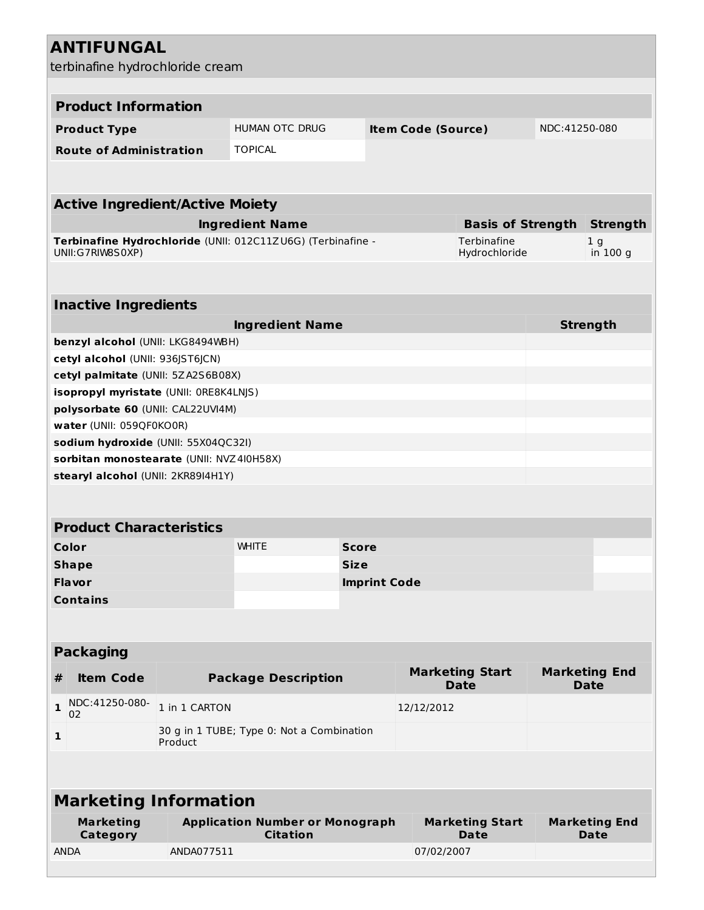# ANTIFUNGAL

terbinafine hydrochloride cream

## Product Information

| Product Type | HUMAN OTC DRUG | Item Code (Source) | NDC:41250-080 |
|---|---|---|---|
| Route of Administration | TOPICAL | | |

## Active Ingredient/Active Moiety

| Ingredient Name | Basis of Strength | Strength |
|---|---|---|
| **Terbinafine Hydrochloride** (UNII: 012C11ZU6G) (Terbinafine - UNII:G7RIW8S0XP) | Terbinafine Hydrochloride | 1 g in 100 g |

## Inactive Ingredients

| Ingredient Name | Strength |
|---|---|
| **benzyl alcohol** (UNII: LKG8494WBH) | |
| **cetyl alcohol** (UNII: 936JST6JCN) | |
| **cetyl palmitate** (UNII: 5ZA2S6B08X) | |
| **isopropyl myristate** (UNII: 0RE8K4LNJS) | |
| **polysorbate 60** (UNII: CAL22UVI4M) | |
| **water** (UNII: 059QF0KO0R) | |
| **sodium hydroxide** (UNII: 55X04QC32I) | |
| **sorbitan monostearate** (UNII: NVZ4I0H58X) | |
| **stearyl alcohol** (UNII: 2KR89I4H1Y) | |

## Product Characteristics

| Color | WHITE | Score | |
|---|---|---|---|
| Shape | | Size | |
| Flavor | | Imprint Code | |
| Contains | | | |

## Packaging

| # | Item Code | Package Description | Marketing Start Date | Marketing End Date |
|---|---|---|---|---|
| 1 | NDC:41250-080-02 | 1 in 1 CARTON | 12/12/2012 | |
| 1 | | 30 g in 1 TUBE; Type 0: Not a Combination Product | | |

## Marketing Information

| Marketing Category | Application Number or Monograph Citation | Marketing Start Date | Marketing End Date |
|---|---|---|---|
| ANDA | ANDA077511 | 07/02/2007 | |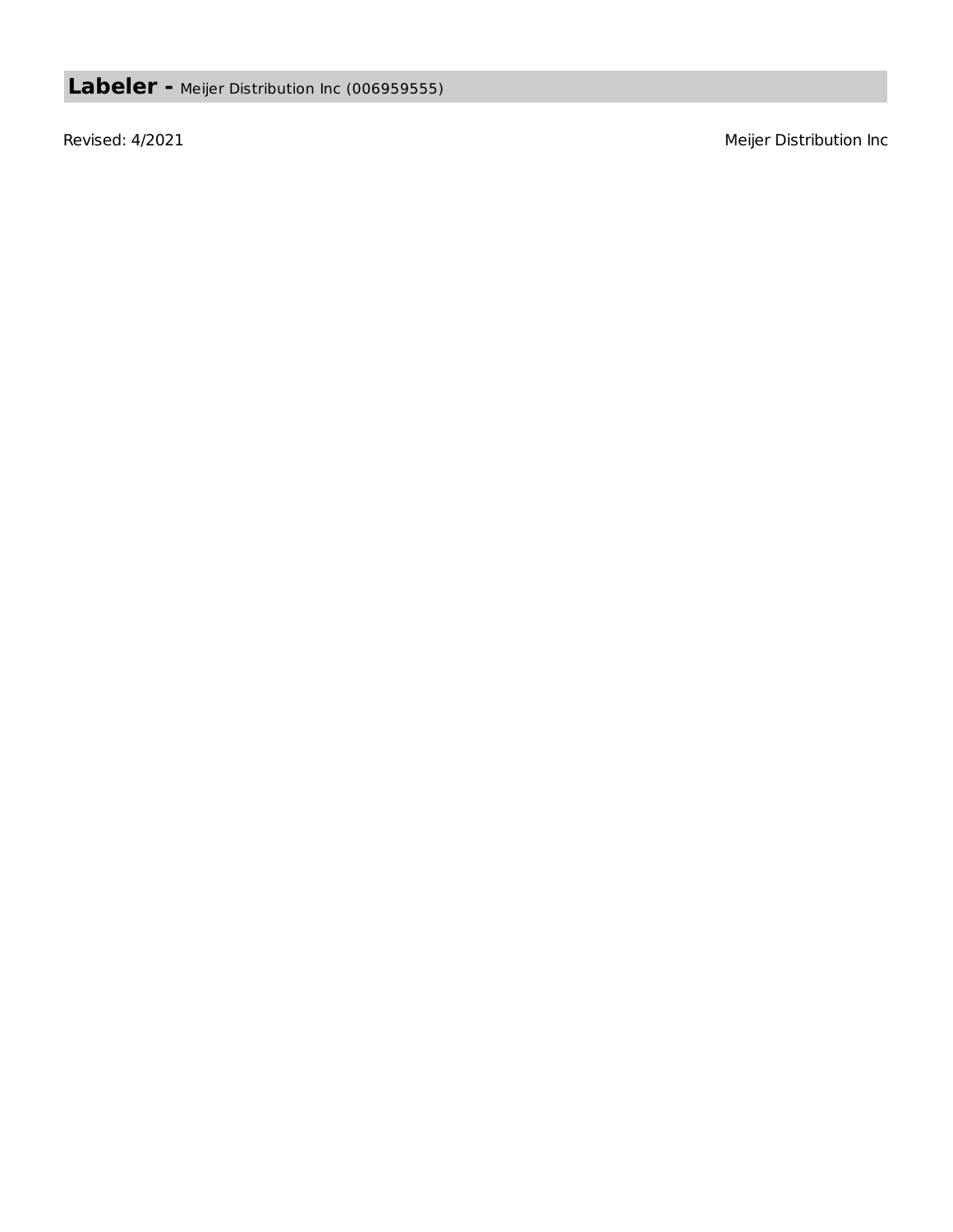## Labeler - Meijer Distribution Inc (006959555)

Revised: 4/2021

Meijer Distribution Inc